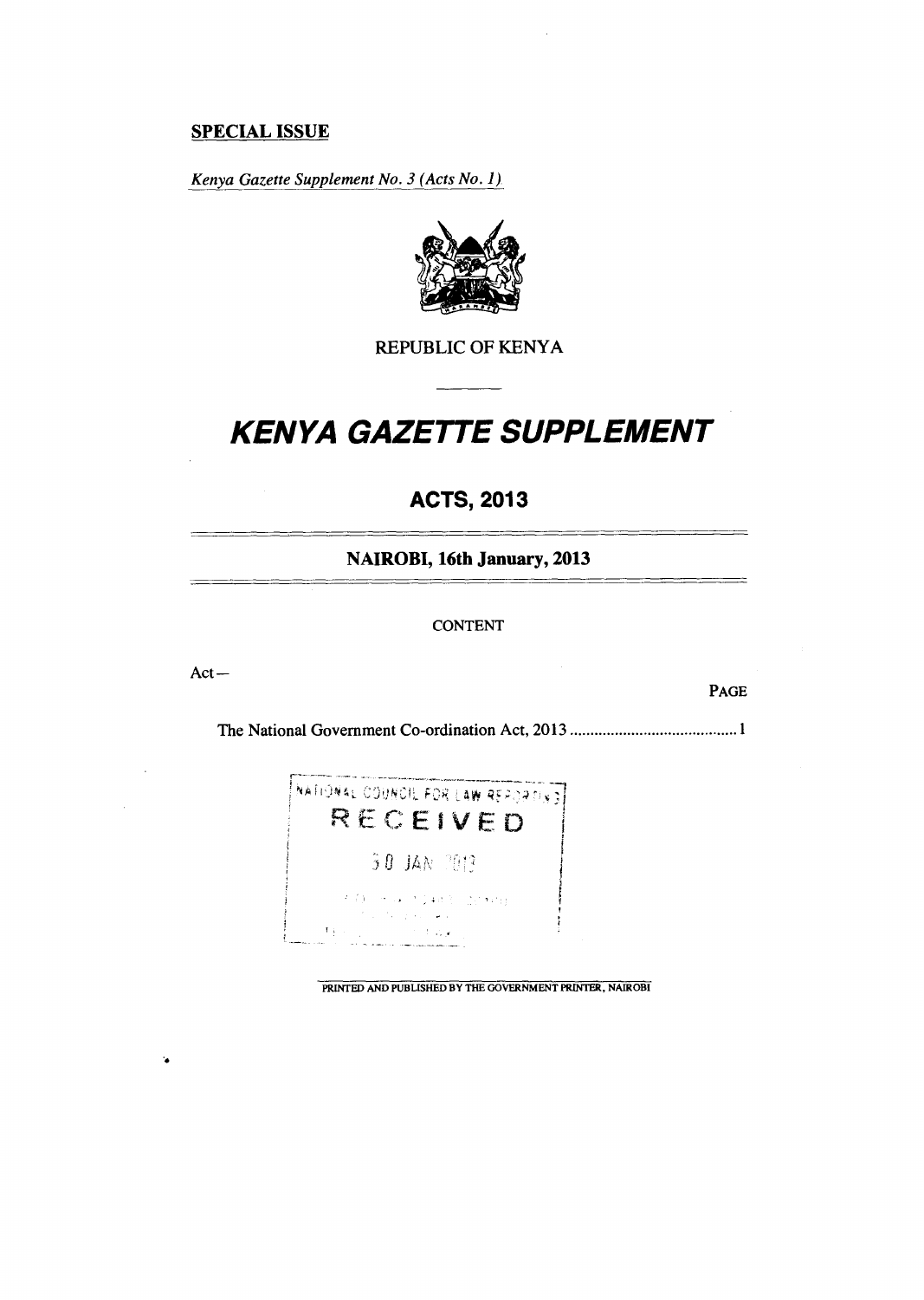**SPECIAL ISSUE**

*Kenya Gazette Supplement No. 3 (Acts No. 1)*

REPUBLIC OF KENYA

# KENYA GAZETTE SUPPLEMENT

## ACTS, 2013

### NAIROBI, 16th January, 2013

CONTENT

Act—

| | PAGE |
|---|---|
| The National Government Co-ordination Act, 2013 | 1 |

NATIONAL COUNCIL FOR LAW REPORTING
RECEIVED
30 JAN 2013

PRINTED AND PUBLISHED BY THE GOVERNMENT PRINTER, NAIROBI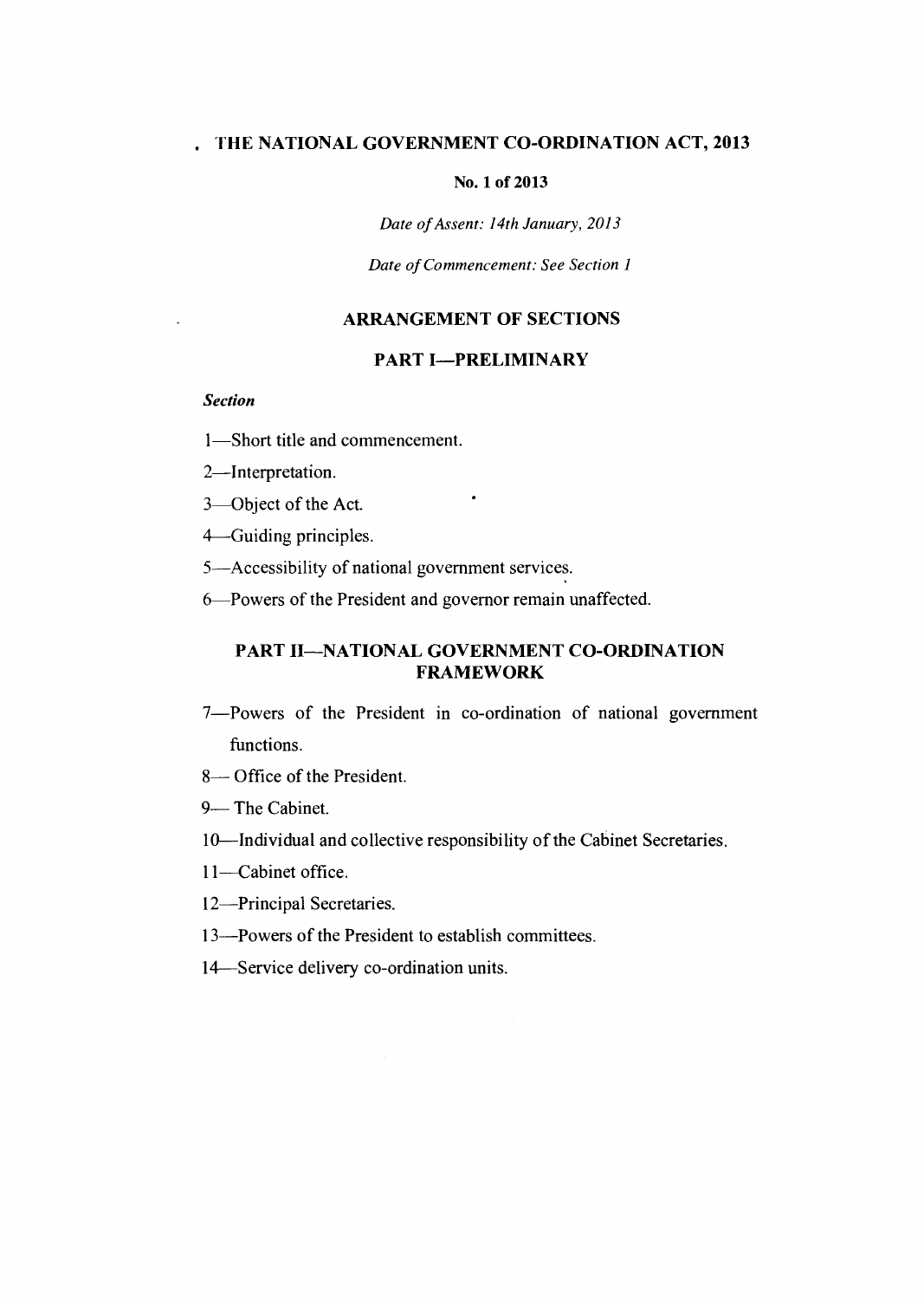# THE NATIONAL GOVERNMENT CO-ORDINATION ACT, 2013

**No. 1 of 2013**

*Date of Assent: 14th January, 2013*

*Date of Commencement: See Section 1*

## ARRANGEMENT OF SECTIONS

## PART I—PRELIMINARY

***Section***

1—Short title and commencement.

2—Interpretation.

3—Object of the Act.

4—Guiding principles.

5—Accessibility of national government services.

6—Powers of the President and governor remain unaffected.

## PART II—NATIONAL GOVERNMENT CO-ORDINATION FRAMEWORK

7—Powers of the President in co-ordination of national government functions.

8— Office of the President.

9— The Cabinet.

10—Individual and collective responsibility of the Cabinet Secretaries.

11—Cabinet office.

12—Principal Secretaries.

13—Powers of the President to establish committees.

14—Service delivery co-ordination units.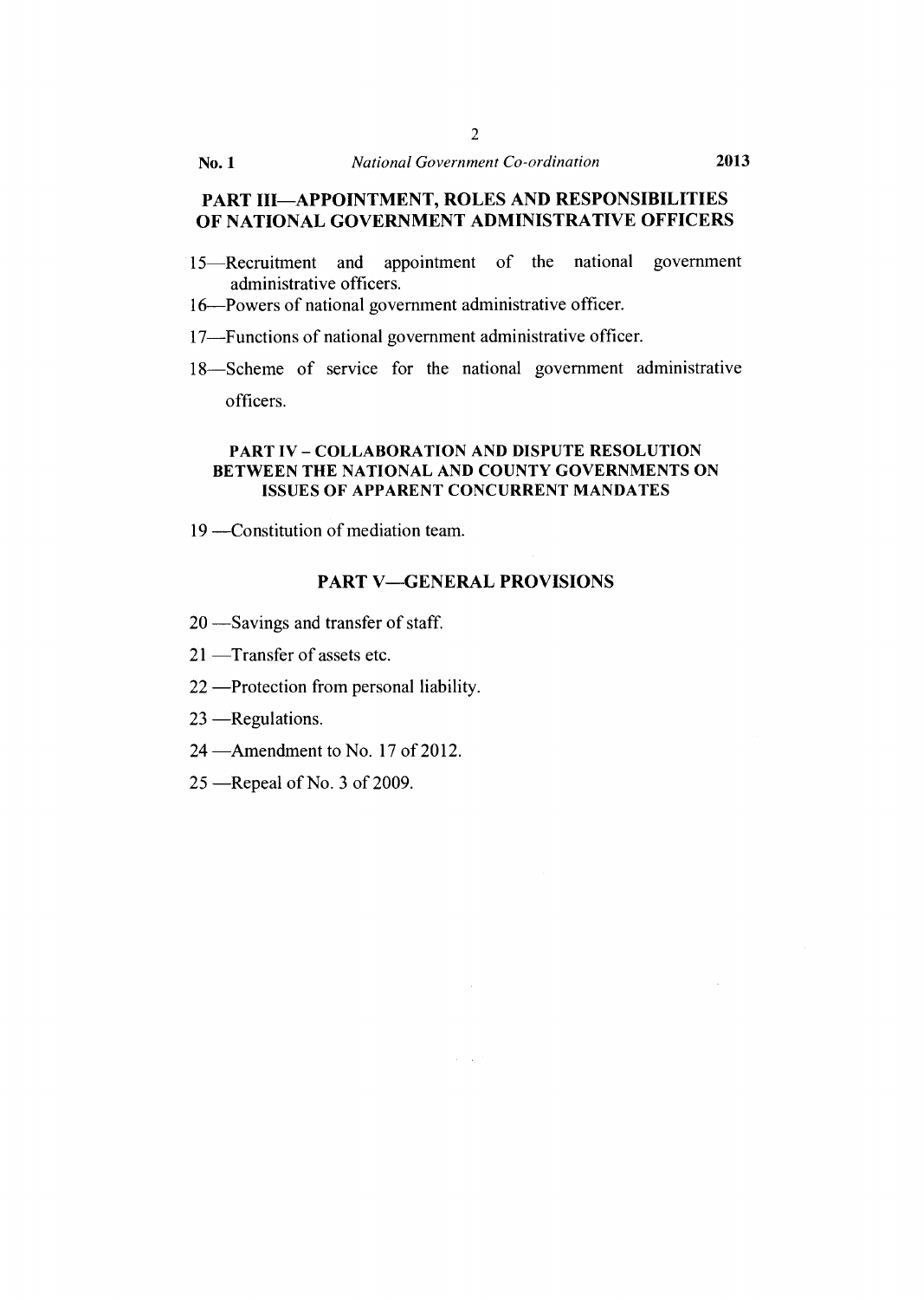## PART III—APPOINTMENT, ROLES AND RESPONSIBILITIES OF NATIONAL GOVERNMENT ADMINISTRATIVE OFFICERS

15—Recruitment and appointment of the national government administrative officers.

16—Powers of national government administrative officer.

17—Functions of national government administrative officer.

18—Scheme of service for the national government administrative officers.

## PART IV – COLLABORATION AND DISPUTE RESOLUTION BETWEEN THE NATIONAL AND COUNTY GOVERNMENTS ON ISSUES OF APPARENT CONCURRENT MANDATES

19 —Constitution of mediation team.

## PART V—GENERAL PROVISIONS

20 —Savings and transfer of staff.

21 —Transfer of assets etc.

22 —Protection from personal liability.

23 —Regulations.

24 —Amendment to No. 17 of 2012.

25 —Repeal of No. 3 of 2009.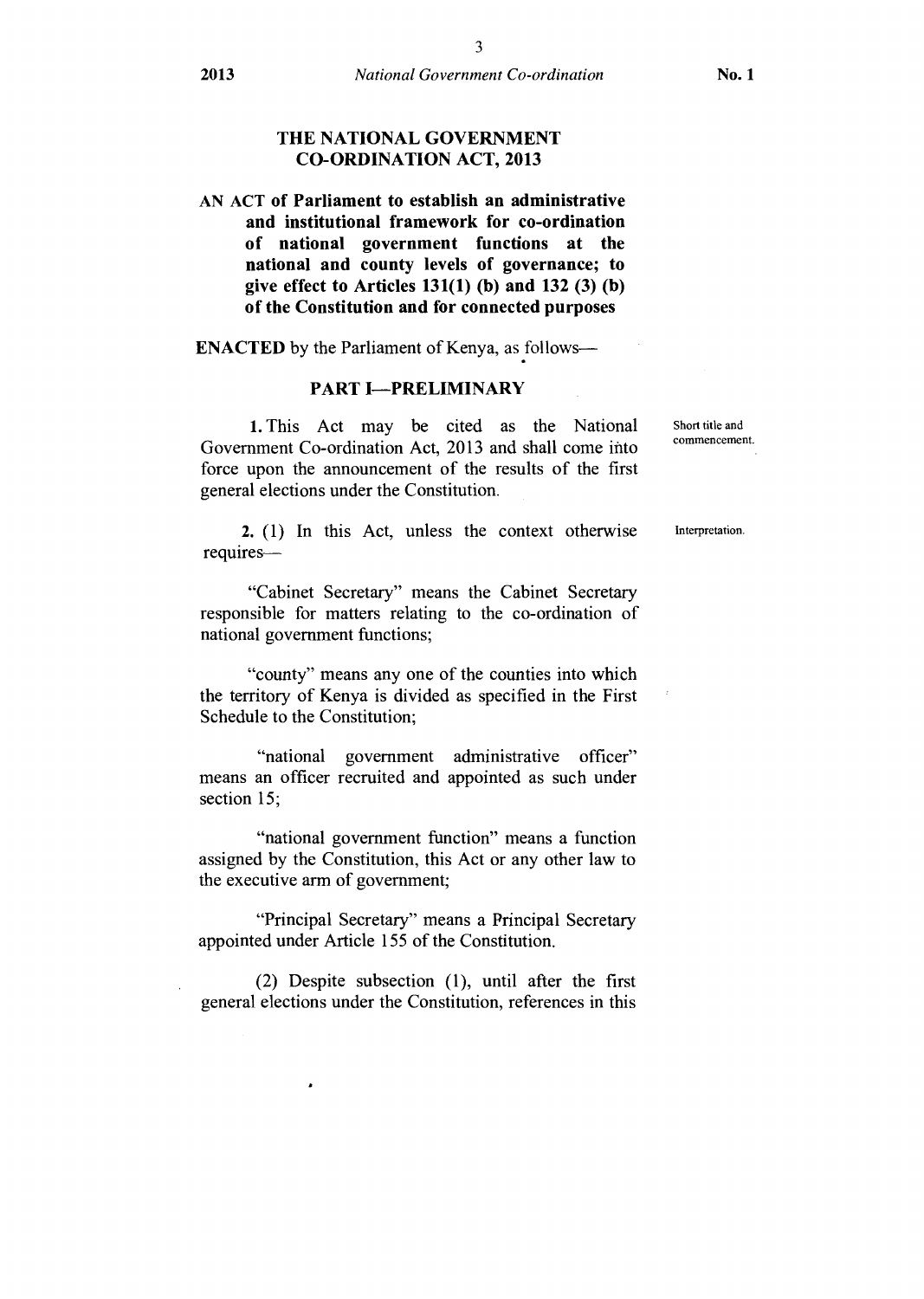# THE NATIONAL GOVERNMENT CO-ORDINATION ACT, 2013

**AN ACT of Parliament to establish an administrative and institutional framework for co-ordination of national government functions at the national and county levels of governance; to give effect to Articles 131(1) (b) and 132 (3) (b) of the Constitution and for connected purposes**

**ENACTED** by the Parliament of Kenya, as follows—

## PART I—PRELIMINARY

Short title and commencement.

**1.** This Act may be cited as the National Government Co-ordination Act, 2013 and shall come into force upon the announcement of the results of the first general elections under the Constitution.

Interpretation.

**2.** (1) In this Act, unless the context otherwise requires—

"Cabinet Secretary" means the Cabinet Secretary responsible for matters relating to the co-ordination of national government functions;

"county" means any one of the counties into which the territory of Kenya is divided as specified in the First Schedule to the Constitution;

"national government administrative officer" means an officer recruited and appointed as such under section 15;

"national government function" means a function assigned by the Constitution, this Act or any other law to the executive arm of government;

"Principal Secretary" means a Principal Secretary appointed under Article 155 of the Constitution.

(2) Despite subsection (1), until after the first general elections under the Constitution, references in this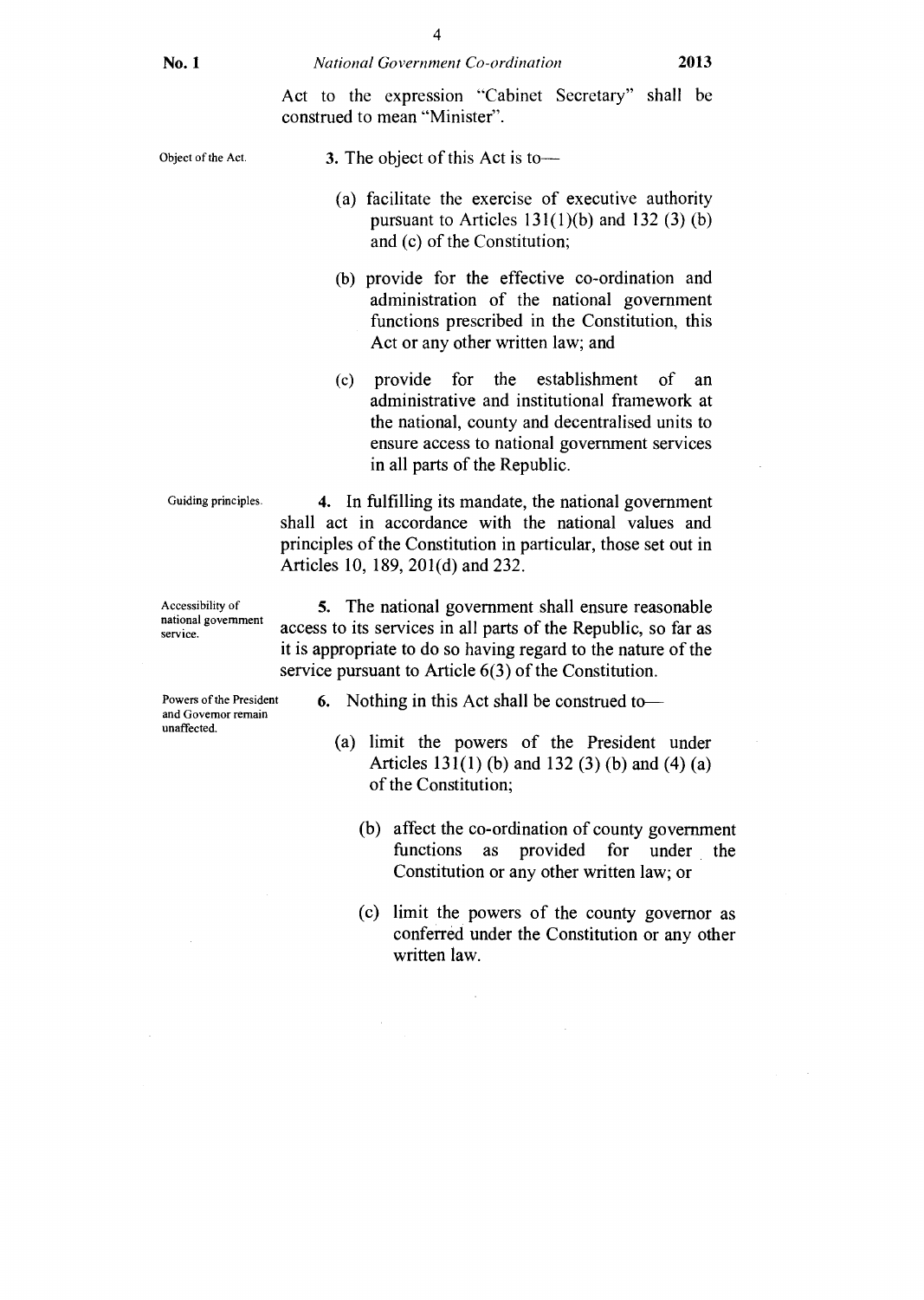Act to the expression "Cabinet Secretary" shall be construed to mean "Minister".

Object of the Act.

**3.** The object of this Act is to—

(a) facilitate the exercise of executive authority pursuant to Articles 131(1)(b) and 132 (3) (b) and (c) of the Constitution;

(b) provide for the effective co-ordination and administration of the national government functions prescribed in the Constitution, this Act or any other written law; and

(c) provide for the establishment of an administrative and institutional framework at the national, county and decentralised units to ensure access to national government services in all parts of the Republic.

Guiding principles.

**4.** In fulfilling its mandate, the national government shall act in accordance with the national values and principles of the Constitution in particular, those set out in Articles 10, 189, 201(d) and 232.

Accessibility of national government service.

**5.** The national government shall ensure reasonable access to its services in all parts of the Republic, so far as it is appropriate to do so having regard to the nature of the service pursuant to Article 6(3) of the Constitution.

Powers of the President and Governor remain unaffected.

**6.** Nothing in this Act shall be construed to—

(a) limit the powers of the President under Articles 131(1) (b) and 132 (3) (b) and (4) (a) of the Constitution;

(b) affect the co-ordination of county government functions as provided for under the Constitution or any other written law; or

(c) limit the powers of the county governor as conferred under the Constitution or any other written law.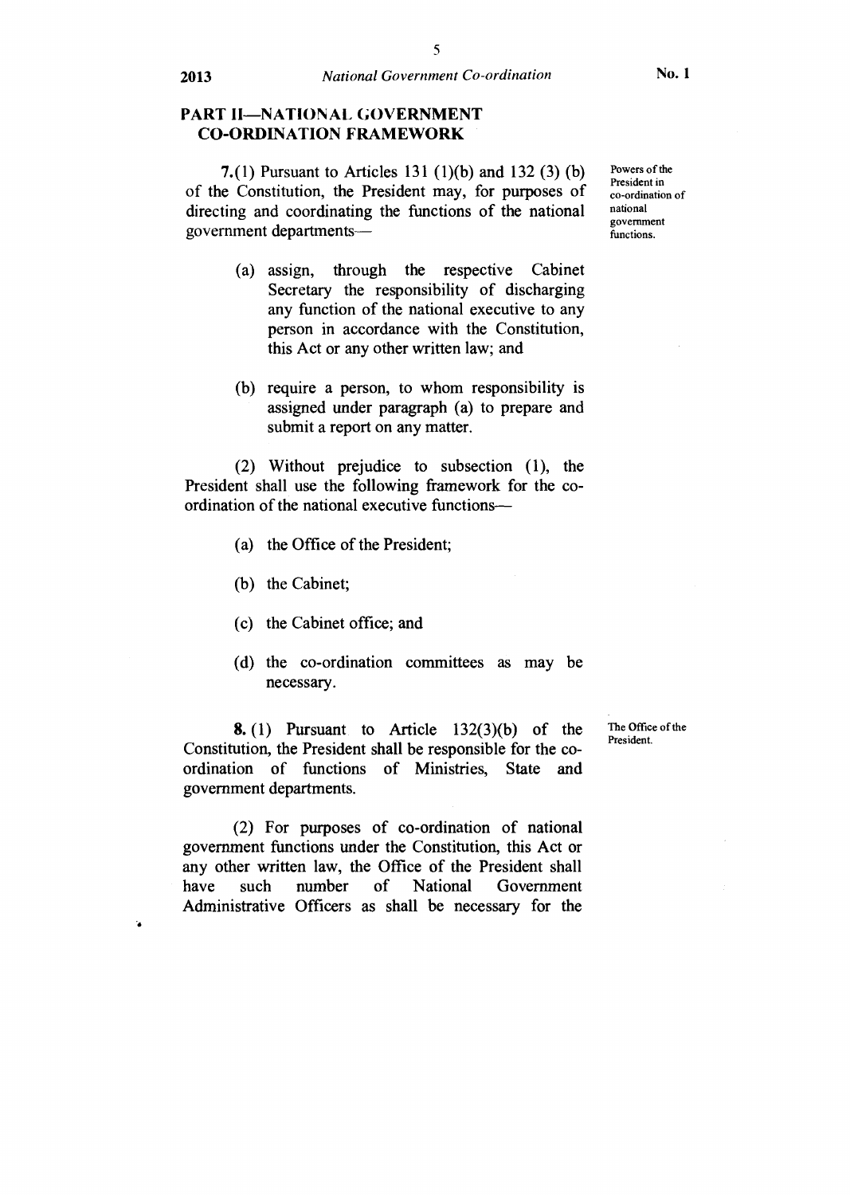## PART II—NATIONAL GOVERNMENT CO-ORDINATION FRAMEWORK

*Powers of the President in co-ordination of national government functions.*

**7.**(1) Pursuant to Articles 131 (1)(b) and 132 (3) (b) of the Constitution, the President may, for purposes of directing and coordinating the functions of the national government departments—

(a) assign, through the respective Cabinet Secretary the responsibility of discharging any function of the national executive to any person in accordance with the Constitution, this Act or any other written law; and

(b) require a person, to whom responsibility is assigned under paragraph (a) to prepare and submit a report on any matter.

(2) Without prejudice to subsection (1), the President shall use the following framework for the co-ordination of the national executive functions—

(a) the Office of the President;

(b) the Cabinet;

(c) the Cabinet office; and

(d) the co-ordination committees as may be necessary.

*The Office of the President.*

**8.** (1) Pursuant to Article 132(3)(b) of the Constitution, the President shall be responsible for the co-ordination of functions of Ministries, State and government departments.

(2) For purposes of co-ordination of national government functions under the Constitution, this Act or any other written law, the Office of the President shall have such number of National Government Administrative Officers as shall be necessary for the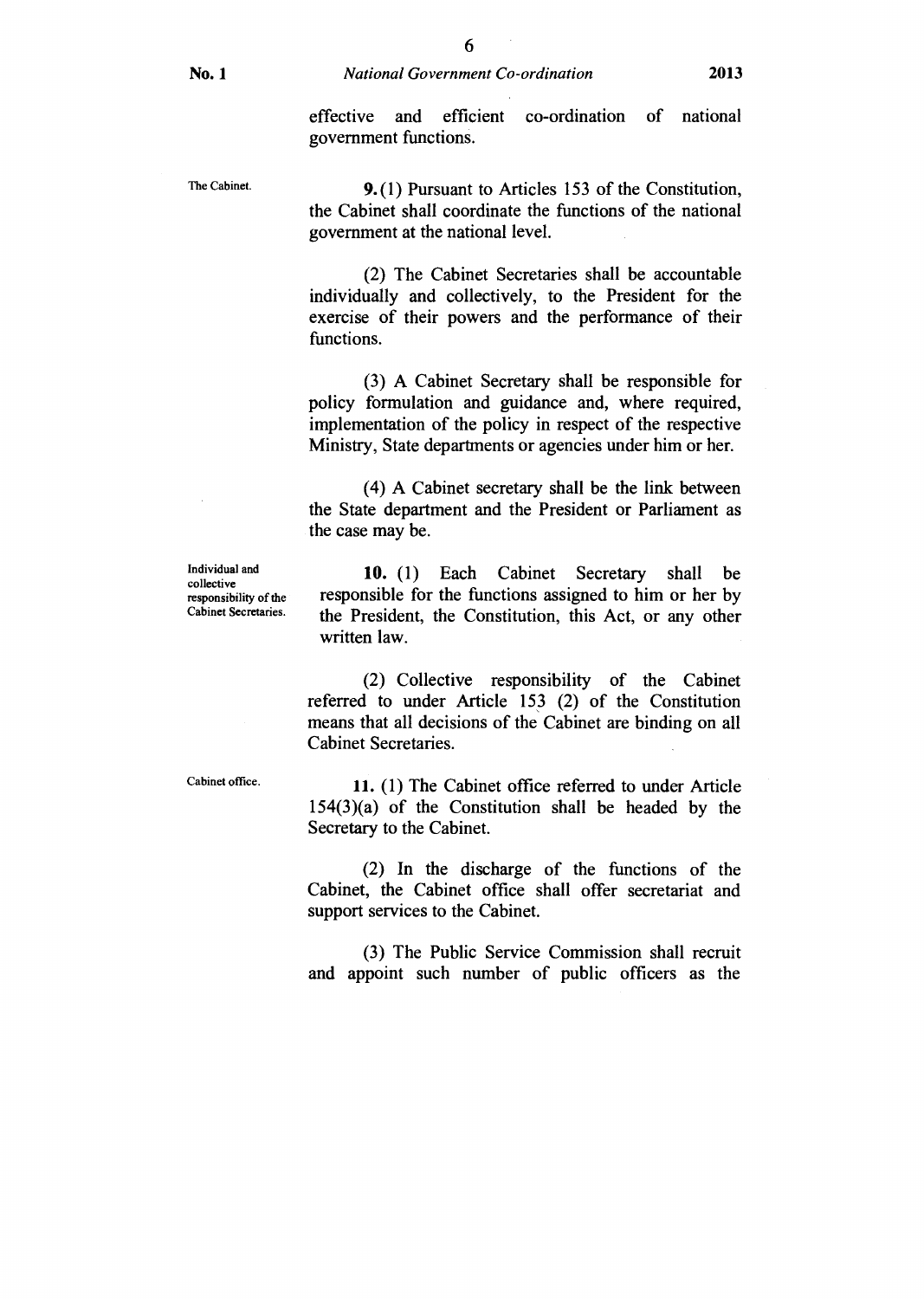effective and efficient co-ordination of national government functions.

The Cabinet.

**9.** (1) Pursuant to Articles 153 of the Constitution, the Cabinet shall coordinate the functions of the national government at the national level.

(2) The Cabinet Secretaries shall be accountable individually and collectively, to the President for the exercise of their powers and the performance of their functions.

(3) A Cabinet Secretary shall be responsible for policy formulation and guidance and, where required, implementation of the policy in respect of the respective Ministry, State departments or agencies under him or her.

(4) A Cabinet secretary shall be the link between the State department and the President or Parliament as the case may be.

Individual and collective responsibility of the Cabinet Secretaries.

**10.** (1) Each Cabinet Secretary shall be responsible for the functions assigned to him or her by the President, the Constitution, this Act, or any other written law.

(2) Collective responsibility of the Cabinet referred to under Article 153 (2) of the Constitution means that all decisions of the Cabinet are binding on all Cabinet Secretaries.

Cabinet office.

**11.** (1) The Cabinet office referred to under Article 154(3)(a) of the Constitution shall be headed by the Secretary to the Cabinet.

(2) In the discharge of the functions of the Cabinet, the Cabinet office shall offer secretariat and support services to the Cabinet.

(3) The Public Service Commission shall recruit and appoint such number of public officers as the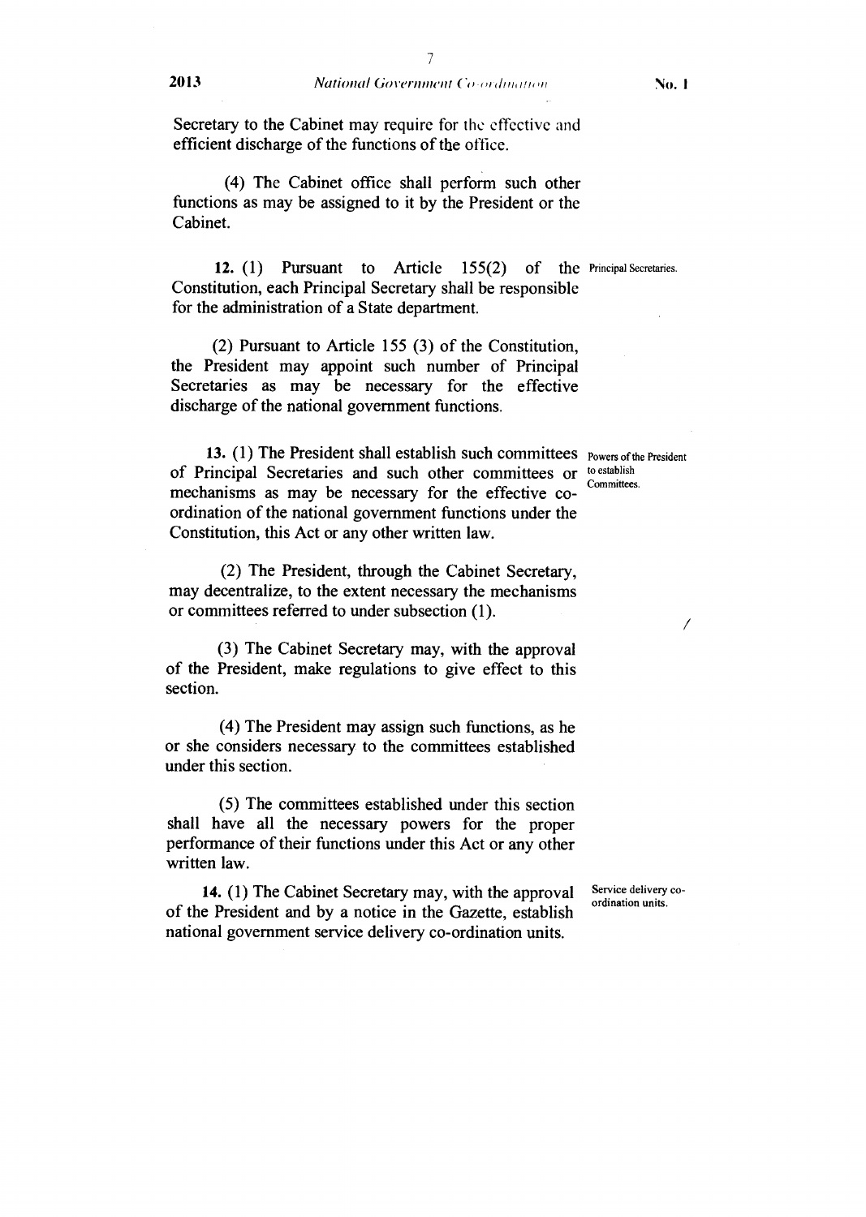Secretary to the Cabinet may require for the effective and efficient discharge of the functions of the office.

(4) The Cabinet office shall perform such other functions as may be assigned to it by the President or the Cabinet.

Principal Secretaries.

**12.** (1) Pursuant to Article 155(2) of the Constitution, each Principal Secretary shall be responsible for the administration of a State department.

(2) Pursuant to Article 155 (3) of the Constitution, the President may appoint such number of Principal Secretaries as may be necessary for the effective discharge of the national government functions.

Powers of the President to establish Committees.

**13.** (1) The President shall establish such committees of Principal Secretaries and such other committees or mechanisms as may be necessary for the effective co-ordination of the national government functions under the Constitution, this Act or any other written law.

(2) The President, through the Cabinet Secretary, may decentralize, to the extent necessary the mechanisms or committees referred to under subsection (1).

(3) The Cabinet Secretary may, with the approval of the President, make regulations to give effect to this section.

(4) The President may assign such functions, as he or she considers necessary to the committees established under this section.

(5) The committees established under this section shall have all the necessary powers for the proper performance of their functions under this Act or any other written law.

Service delivery co-ordination units.

**14.** (1) The Cabinet Secretary may, with the approval of the President and by a notice in the Gazette, establish national government service delivery co-ordination units.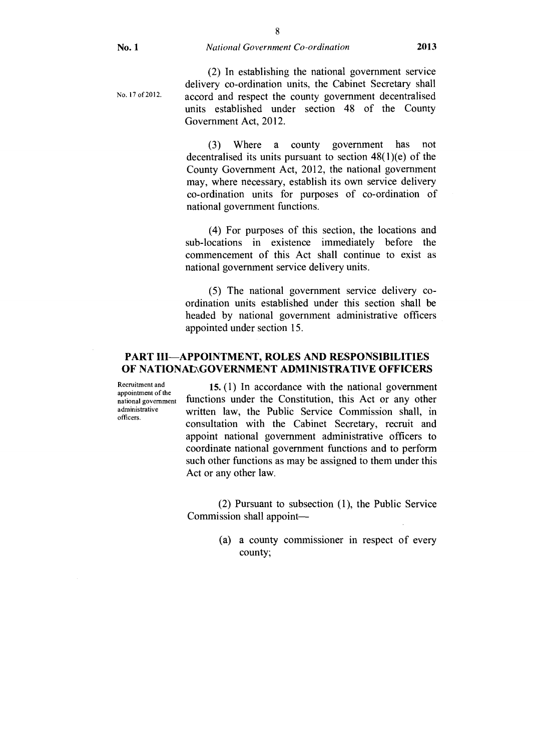(2) In establishing the national government service delivery co-ordination units, the Cabinet Secretary shall accord and respect the county government decentralised units established under section 48 of the County Government Act, 2012.

No. 17 of 2012.

(3) Where a county government has not decentralised its units pursuant to section 48(1)(e) of the County Government Act, 2012, the national government may, where necessary, establish its own service delivery co-ordination units for purposes of co-ordination of national government functions.

(4) For purposes of this section, the locations and sub-locations in existence immediately before the commencement of this Act shall continue to exist as national government service delivery units.

(5) The national government service delivery co-ordination units established under this section shall be headed by national government administrative officers appointed under section 15.

## PART III—APPOINTMENT, ROLES AND RESPONSIBILITIES OF NATIONAL GOVERNMENT ADMINISTRATIVE OFFICERS

Recruitment and appointment of the national government administrative officers.

**15.** (1) In accordance with the national government functions under the Constitution, this Act or any other written law, the Public Service Commission shall, in consultation with the Cabinet Secretary, recruit and appoint national government administrative officers to coordinate national government functions and to perform such other functions as may be assigned to them under this Act or any other law.

(2) Pursuant to subsection (1), the Public Service Commission shall appoint—

(a) a county commissioner in respect of every county;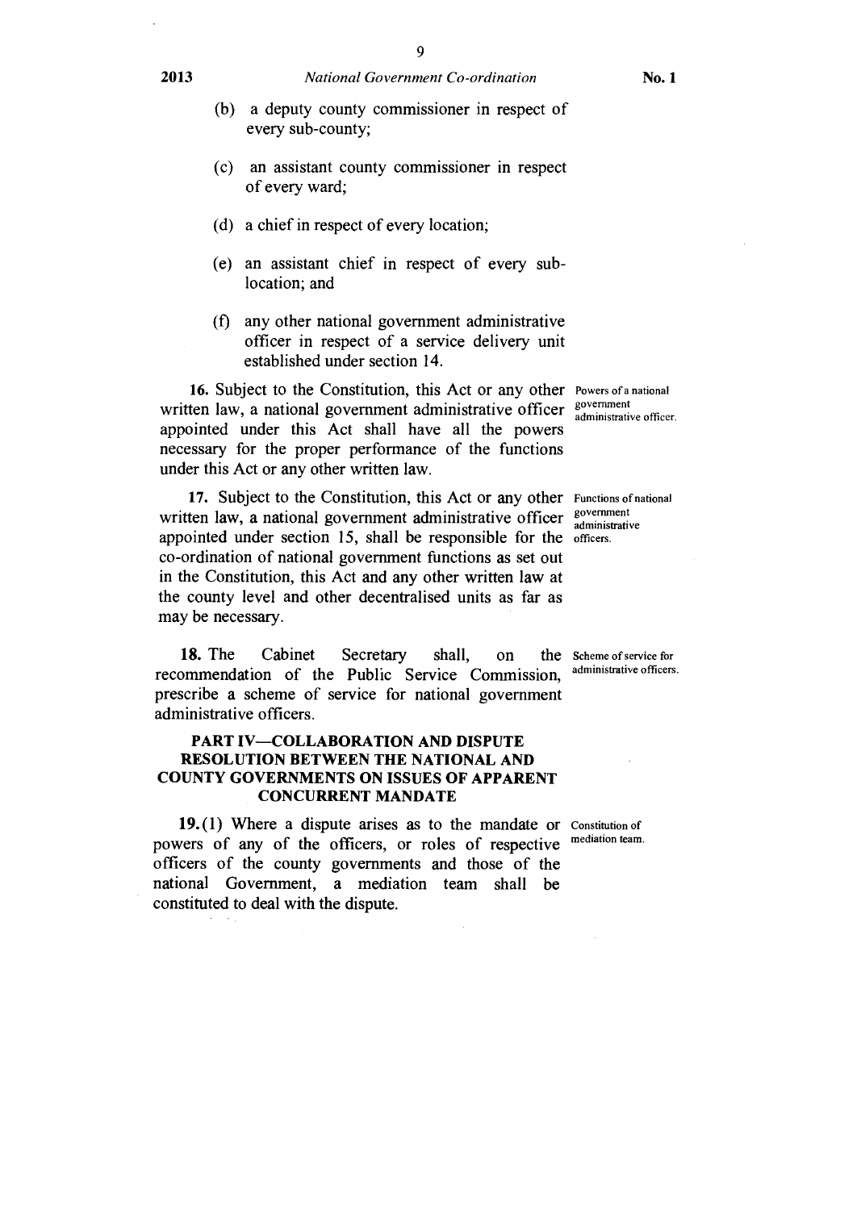(b) a deputy county commissioner in respect of every sub-county;

(c) an assistant county commissioner in respect of every ward;

(d) a chief in respect of every location;

(e) an assistant chief in respect of every sub-location; and

(f) any other national government administrative officer in respect of a service delivery unit established under section 14.

*Powers of a national government administrative officer.*

**16.** Subject to the Constitution, this Act or any other written law, a national government administrative officer appointed under this Act shall have all the powers necessary for the proper performance of the functions under this Act or any other written law.

*Functions of national government administrative officers.*

**17.** Subject to the Constitution, this Act or any other written law, a national government administrative officer appointed under section 15, shall be responsible for the co-ordination of national government functions as set out in the Constitution, this Act and any other written law at the county level and other decentralised units as far as may be necessary.

*Scheme of service for administrative officers.*

**18.** The Cabinet Secretary shall, on the recommendation of the Public Service Commission, prescribe a scheme of service for national government administrative officers.

## PART IV—COLLABORATION AND DISPUTE RESOLUTION BETWEEN THE NATIONAL AND COUNTY GOVERNMENTS ON ISSUES OF APPARENT CONCURRENT MANDATE

*Constitution of mediation team.*

**19.** (1) Where a dispute arises as to the mandate or powers of any of the officers, or roles of respective officers of the county governments and those of the national Government, a mediation team shall be constituted to deal with the dispute.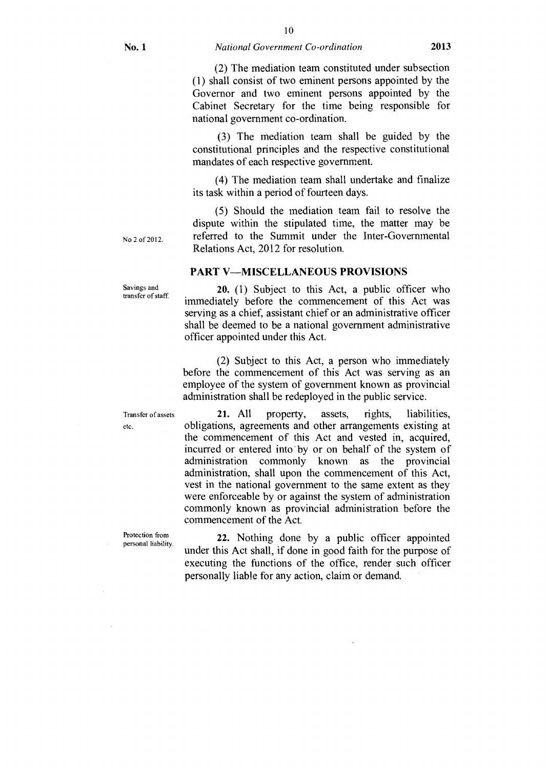(2) The mediation team constituted under subsection (1) shall consist of two eminent persons appointed by the Governor and two eminent persons appointed by the Cabinet Secretary for the time being responsible for national government co-ordination.

(3) The mediation team shall be guided by the constitutional principles and the respective constitutional mandates of each respective government.

(4) The mediation team shall undertake and finalize its task within a period of fourteen days.

(5) Should the mediation team fail to resolve the dispute within the stipulated time, the matter may be referred to the Summit under the Inter-Governmental Relations Act, 2012 for resolution.

No 2 of 2012.

## PART V—MISCELLANEOUS PROVISIONS

Savings and transfer of staff.

**20.** (1) Subject to this Act, a public officer who immediately before the commencement of this Act was serving as a chief, assistant chief or an administrative officer shall be deemed to be a national government administrative officer appointed under this Act.

(2) Subject to this Act, a person who immediately before the commencement of this Act was serving as an employee of the system of government known as provincial administration shall be redeployed in the public service.

Transfer of assets etc.

**21.** All property, assets, rights, liabilities, obligations, agreements and other arrangements existing at the commencement of this Act and vested in, acquired, incurred or entered into by or on behalf of the system of administration commonly known as the provincial administration, shall upon the commencement of this Act, vest in the national government to the same extent as they were enforceable by or against the system of administration commonly known as provincial administration before the commencement of the Act.

Protection from personal liability.

**22.** Nothing done by a public officer appointed under this Act shall, if done in good faith for the purpose of executing the functions of the office, render such officer personally liable for any action, claim or demand.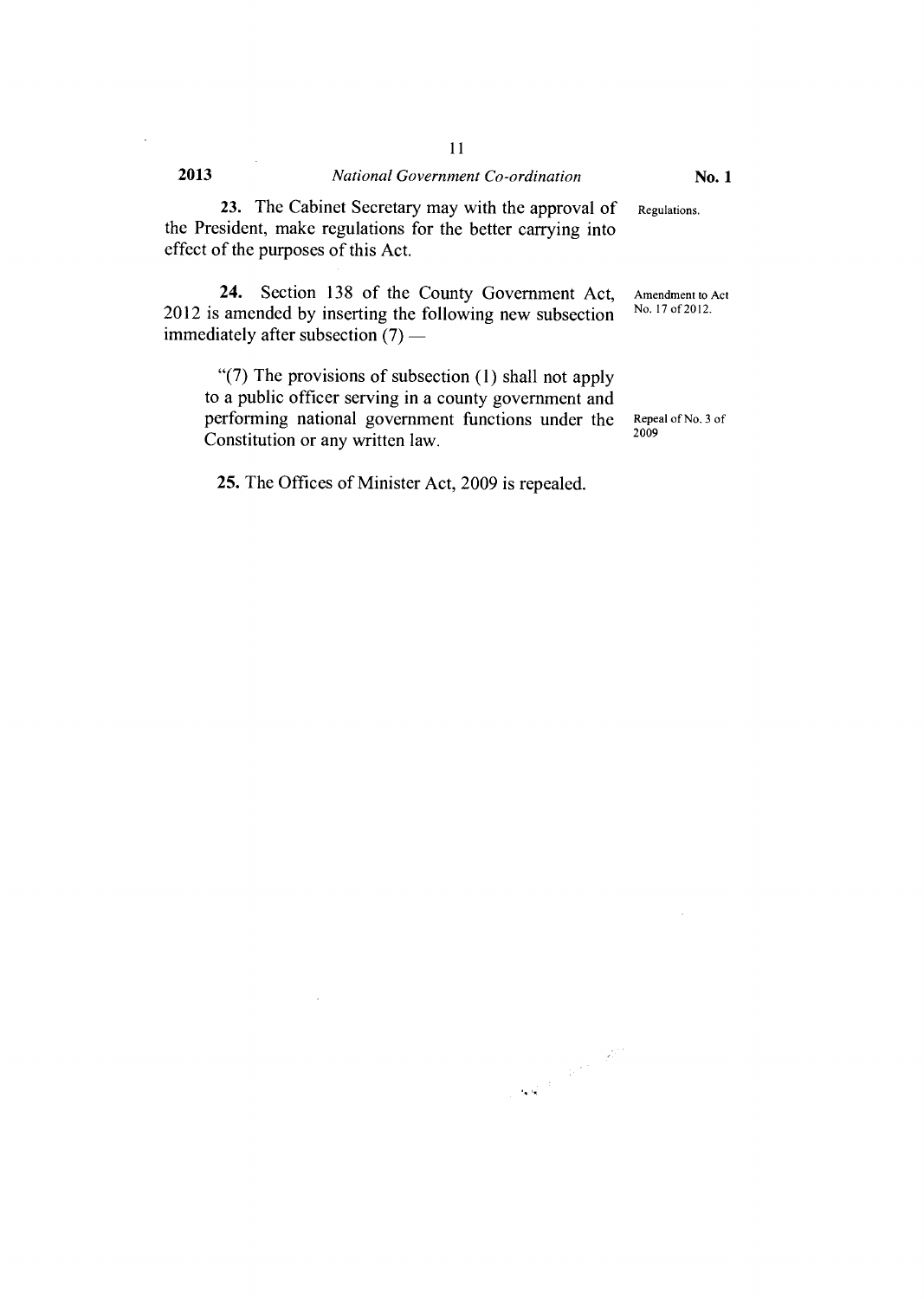**23.** The Cabinet Secretary may with the approval of the President, make regulations for the better carrying into effect of the purposes of this Act.

Regulations.

**24.** Section 138 of the County Government Act, 2012 is amended by inserting the following new subsection immediately after subsection (7) —

Amendment to Act No. 17 of 2012.

"(7) The provisions of subsection (1) shall not apply to a public officer serving in a county government and performing national government functions under the Constitution or any written law.

Repeal of No. 3 of 2009

**25.** The Offices of Minister Act, 2009 is repealed.